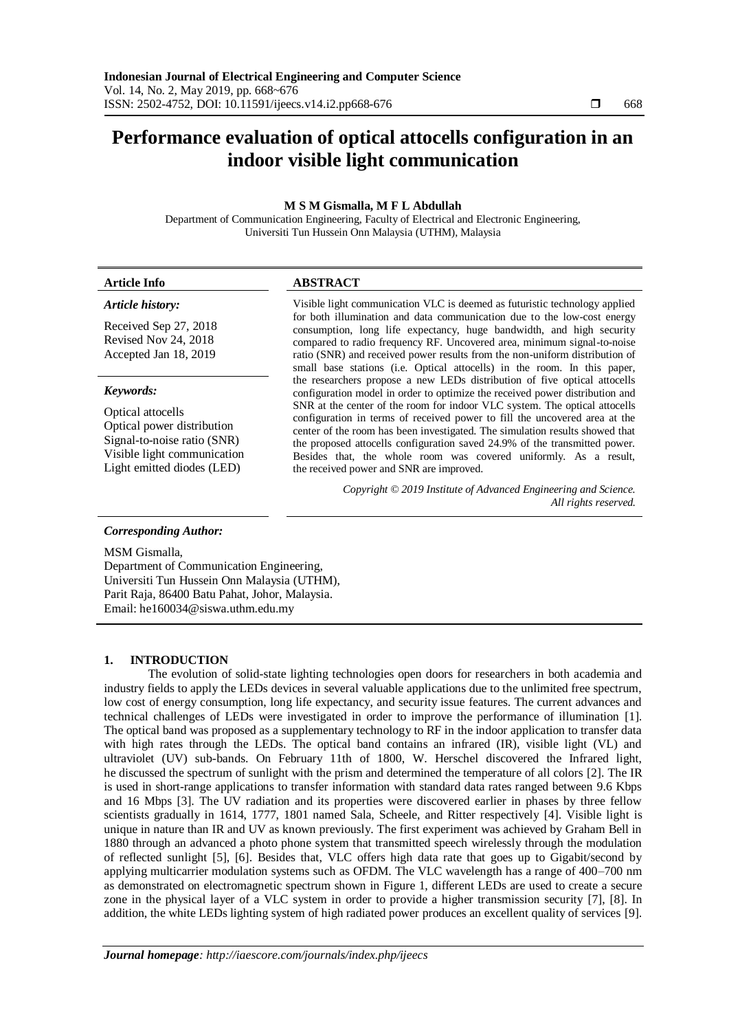Indonesian Journal of Electrical Engineering and Computer Science
Vol. 14, No. 2, May 2019, pp. 668~676
ISSN: 2502-4752, DOI: 10.11591/ijeecs.v14.i2.pp668-676

# Performance evaluation of optical attocells configuration in an indoor visible light communication

**M S M Gismalla, M F L Abdullah**

Department of Communication Engineering, Faculty of Electrical and Electronic Engineering, Universiti Tun Hussein Onn Malaysia (UTHM), Malaysia

**Article Info**

*Article history:*

Received Sep 27, 2018
Revised Nov 24, 2018
Accepted Jan 18, 2019

*Keywords:*

Optical attocells
Optical power distribution
Signal-to-noise ratio (SNR)
Visible light communication
Light emitted diodes (LED)

**ABSTRACT**

Visible light communication VLC is deemed as futuristic technology applied for both illumination and data communication due to the low-cost energy consumption, long life expectancy, huge bandwidth, and high security compared to radio frequency RF. Uncovered area, minimum signal-to-noise ratio (SNR) and received power results from the non-uniform distribution of small base stations (i.e. Optical attocells) in the room. In this paper, the researchers propose a new LEDs distribution of five optical attocells configuration model in order to optimize the received power distribution and SNR at the center of the room for indoor VLC system. The optical attocells configuration in terms of received power to fill the uncovered area at the center of the room has been investigated. The simulation results showed that the proposed attocells configuration saved 24.9% of the transmitted power. Besides that, the whole room was covered uniformly. As a result, the received power and SNR are improved.

*Copyright © 2019 Institute of Advanced Engineering and Science. All rights reserved.*

***Corresponding Author:***

MSM Gismalla,
Department of Communication Engineering,
Universiti Tun Hussein Onn Malaysia (UTHM),
Parit Raja, 86400 Batu Pahat, Johor, Malaysia.
Email: he160034@siswa.uthm.edu.my

## 1. INTRODUCTION

The evolution of solid-state lighting technologies open doors for researchers in both academia and industry fields to apply the LEDs devices in several valuable applications due to the unlimited free spectrum, low cost of energy consumption, long life expectancy, and security issue features. The current advances and technical challenges of LEDs were investigated in order to improve the performance of illumination [1]. The optical band was proposed as a supplementary technology to RF in the indoor application to transfer data with high rates through the LEDs. The optical band contains an infrared (IR), visible light (VL) and ultraviolet (UV) sub-bands. On February 11th of 1800, W. Herschel discovered the Infrared light, he discussed the spectrum of sunlight with the prism and determined the temperature of all colors [2]. The IR is used in short-range applications to transfer information with standard data rates ranged between 9.6 Kbps and 16 Mbps [3]. The UV radiation and its properties were discovered earlier in phases by three fellow scientists gradually in 1614, 1777, 1801 named Sala, Scheele, and Ritter respectively [4]. Visible light is unique in nature than IR and UV as known previously. The first experiment was achieved by Graham Bell in 1880 through an advanced a photo phone system that transmitted speech wirelessly through the modulation of reflected sunlight [5], [6]. Besides that, VLC offers high data rate that goes up to Gigabit/second by applying multicarrier modulation systems such as OFDM. The VLC wavelength has a range of 400–700 nm as demonstrated on electromagnetic spectrum shown in Figure 1, different LEDs are used to create a secure zone in the physical layer of a VLC system in order to provide a higher transmission security [7], [8]. In addition, the white LEDs lighting system of high radiated power produces an excellent quality of services [9].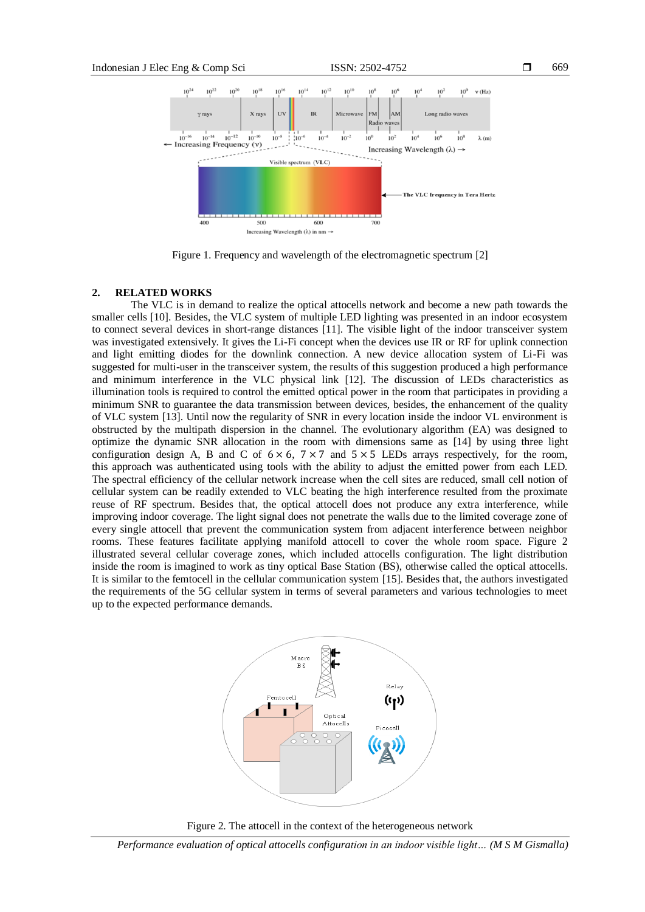Figure 1. Frequency and wavelength of the electromagnetic spectrum [2]

## 2. RELATED WORKS

The VLC is in demand to realize the optical attocells network and become a new path towards the smaller cells [10]. Besides, the VLC system of multiple LED lighting was presented in an indoor ecosystem to connect several devices in short-range distances [11]. The visible light of the indoor transceiver system was investigated extensively. It gives the Li-Fi concept when the devices use IR or RF for uplink connection and light emitting diodes for the downlink connection. A new device allocation system of Li-Fi was suggested for multi-user in the transceiver system, the results of this suggestion produced a high performance and minimum interference in the VLC physical link [12]. The discussion of LEDs characteristics as illumination tools is required to control the emitted optical power in the room that participates in providing a minimum SNR to guarantee the data transmission between devices, besides, the enhancement of the quality of VLC system [13]. Until now the regularity of SNR in every location inside the indoor VL environment is obstructed by the multipath dispersion in the channel. The evolutionary algorithm (EA) was designed to optimize the dynamic SNR allocation in the room with dimensions same as [14] by using three light configuration design A, B and C of $6 \times 6$, $7 \times 7$ and $5 \times 5$ LEDs arrays respectively, for the room, this approach was authenticated using tools with the ability to adjust the emitted power from each LED. The spectral efficiency of the cellular network increase when the cell sites are reduced, small cell notion of cellular system can be readily extended to VLC beating the high interference resulted from the proximate reuse of RF spectrum. Besides that, the optical attocell does not produce any extra interference, while improving indoor coverage. The light signal does not penetrate the walls due to the limited coverage zone of every single attocell that prevent the communication system from adjacent interference between neighbor rooms. These features facilitate applying manifold attocell to cover the whole room space. Figure 2 illustrated several cellular coverage zones, which included attocells configuration. The light distribution inside the room is imagined to work as tiny optical Base Station (BS), otherwise called the optical attocells. It is similar to the femtocell in the cellular communication system [15]. Besides that, the authors investigated the requirements of the 5G cellular system in terms of several parameters and various technologies to meet up to the expected performance demands.

Figure 2. The attocell in the context of the heterogeneous network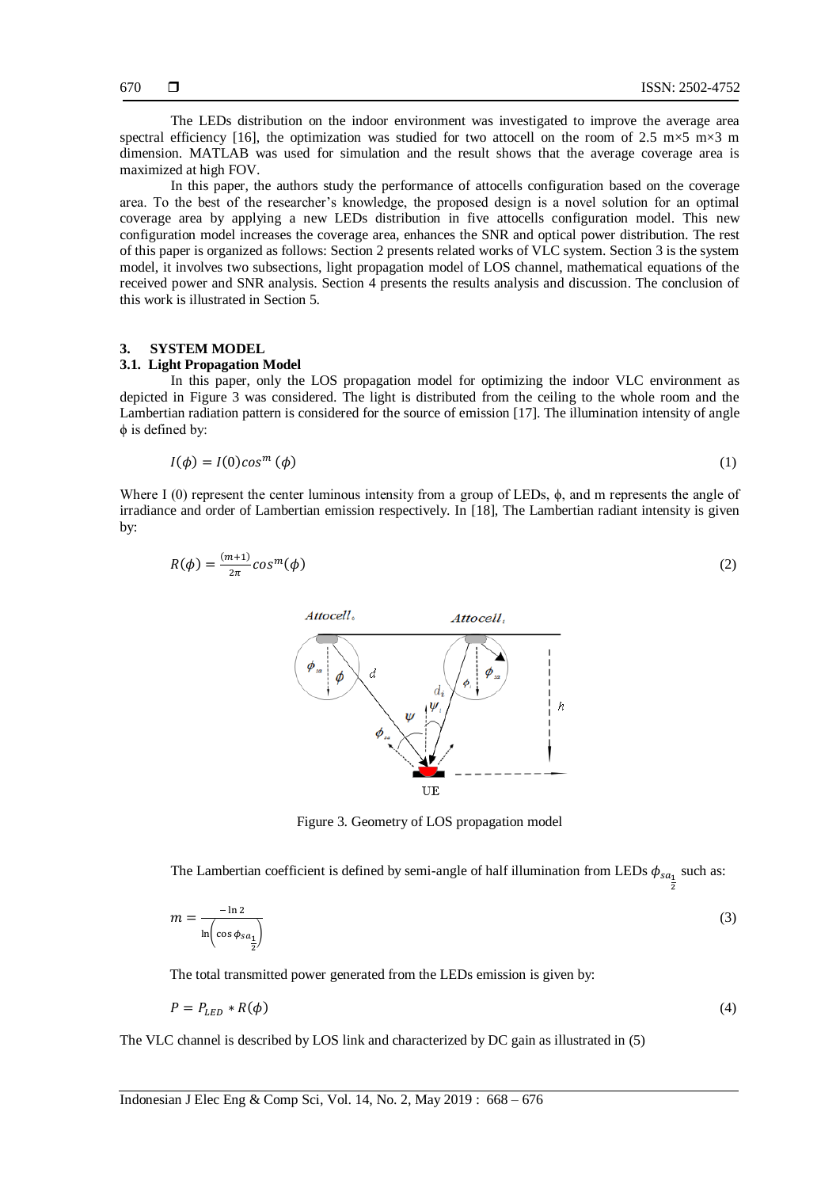The LEDs distribution on the indoor environment was investigated to improve the average area spectral efficiency [16], the optimization was studied for two attocell on the room of 2.5 m×5 m×3 m dimension. MATLAB was used for simulation and the result shows that the average coverage area is maximized at high FOV.

In this paper, the authors study the performance of attocells configuration based on the coverage area. To the best of the researcher's knowledge, the proposed design is a novel solution for an optimal coverage area by applying a new LEDs distribution in five attocells configuration model. This new configuration model increases the coverage area, enhances the SNR and optical power distribution. The rest of this paper is organized as follows: Section 2 presents related works of VLC system. Section 3 is the system model, it involves two subsections, light propagation model of LOS channel, mathematical equations of the received power and SNR analysis. Section 4 presents the results analysis and discussion. The conclusion of this work is illustrated in Section 5.

## 3. SYSTEM MODEL

### 3.1. Light Propagation Model

In this paper, only the LOS propagation model for optimizing the indoor VLC environment as depicted in Figure 3 was considered. The light is distributed from the ceiling to the whole room and the Lambertian radiation pattern is considered for the source of emission [17]. The illumination intensity of angle $\phi$ is defined by:

$$I(\phi) = I(0)cos^{m}(\phi) \tag{1}$$

Where I (0) represent the center luminous intensity from a group of LEDs, $\phi$, and m represents the angle of irradiance and order of Lambertian emission respectively. In [18], The Lambertian radiant intensity is given by:

$$R(\phi) = \frac{(m+1)}{2\pi}cos^{m}(\phi) \tag{2}$$

Figure 3. Geometry of LOS propagation model

The Lambertian coefficient is defined by semi-angle of half illumination from LEDs $\phi_{sa_{\frac{1}{2}}}$ such as:

$$m = \frac{-\ln 2}{\ln\left(\cos\phi_{sa_{\frac{1}{2}}}\right)} \tag{3}$$

The total transmitted power generated from the LEDs emission is given by:

$$P = P_{LED} * R(\phi) \tag{4}$$

The VLC channel is described by LOS link and characterized by DC gain as illustrated in (5)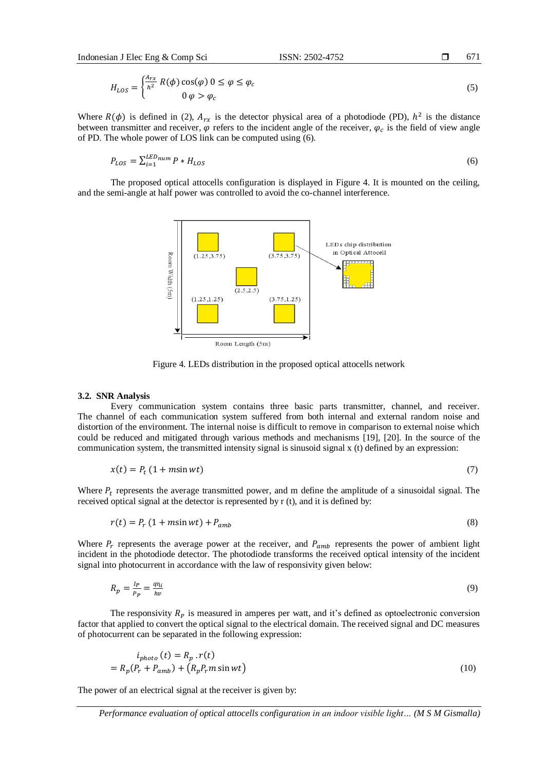$$H_{LOS} = \begin{cases} \frac{A_{rx}}{h^2} R(\phi)\cos(\varphi) & 0 \le \varphi \le \varphi_c \\ 0 & \varphi > \varphi_c \end{cases} \quad (5)$$

Where $R(\phi)$ is defined in (2), $A_{rx}$ is the detector physical area of a photodiode (PD), $h^2$ is the distance between transmitter and receiver, $\varphi$ refers to the incident angle of the receiver, $\varphi_c$ is the field of view angle of PD. The whole power of LOS link can be computed using (6).

$$P_{LOS} = \sum_{i=1}^{LED_{num}} P * H_{LOS} \quad (6)$$

The proposed optical attocells configuration is displayed in Figure 4. It is mounted on the ceiling, and the semi-angle at half power was controlled to avoid the co-channel interference.

Figure 4. LEDs distribution in the proposed optical attocells network

### 3.2. SNR Analysis

Every communication system contains three basic parts transmitter, channel, and receiver. The channel of each communication system suffered from both internal and external random noise and distortion of the environment. The internal noise is difficult to remove in comparison to external noise which could be reduced and mitigated through various methods and mechanisms [19], [20]. In the source of the communication system, the transmitted intensity signal is sinusoid signal x (t) defined by an expression:

$$x(t) = P_t\,(1 + m\sin wt) \quad (7)$$

Where $P_t$ represents the average transmitted power, and m define the amplitude of a sinusoidal signal. The received optical signal at the detector is represented by r (t), and it is defined by:

$$r(t) = P_r\,(1 + m\sin wt) + P_{amb} \quad (8)$$

Where $P_r$ represents the average power at the receiver, and $P_{amb}$ represents the power of ambient light incident in the photodiode detector. The photodiode transforms the received optical intensity of the incident signal into photocurrent in accordance with the law of responsivity given below:

$$R_p = \frac{I_P}{P_P} = \frac{q\eta_i}{hv} \quad (9)$$

The responsivity $R_P$ is measured in amperes per watt, and it's defined as optoelectronic conversion factor that applied to convert the optical signal to the electrical domain. The received signal and DC measures of photocurrent can be separated in the following expression:

$$\begin{aligned} &i_{photo}(t) = R_p\,.r(t) \\ &= R_p(P_r + P_{amb}) + \left(R_p P_r m \sin wt\right) \end{aligned} \quad (10)$$

The power of an electrical signal at the receiver is given by: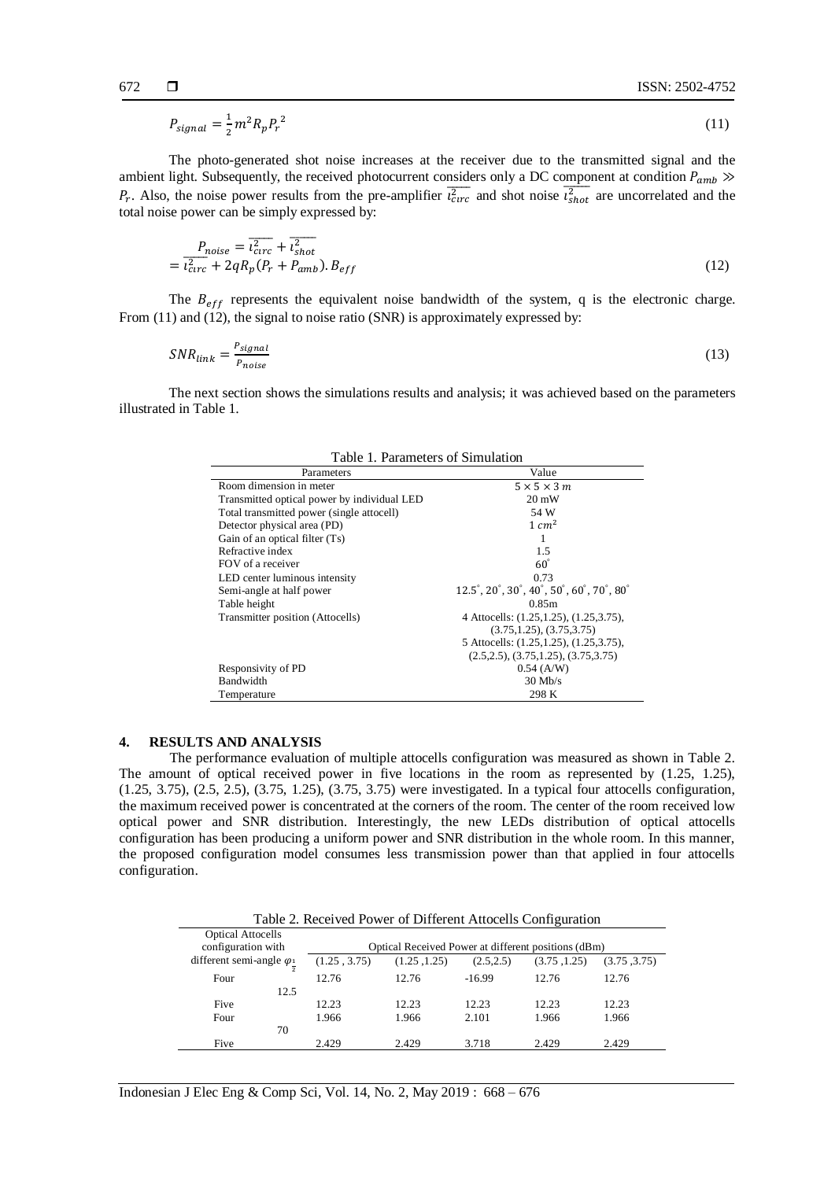$$P_{signal} = \frac{1}{2} m^2 R_p P_r{}^2 \tag{11}$$

The photo-generated shot noise increases at the receiver due to the transmitted signal and the ambient light. Subsequently, the received photocurrent considers only a DC component at condition $P_{amb} \gg P_r$. Also, the noise power results from the pre-amplifier $\overline{\iota_{circ}^2}$ and shot noise $\overline{\iota_{shot}^2}$ are uncorrelated and the total noise power can be simply expressed by:

$$P_{noise} = \overline{\iota_{circ}^2} + \overline{\iota_{shot}^2} = \overline{\iota_{circ}^2} + 2qR_p(P_r + P_{amb}).B_{eff} \tag{12}$$

The $B_{eff}$ represents the equivalent noise bandwidth of the system, q is the electronic charge. From (11) and (12), the signal to noise ratio (SNR) is approximately expressed by:

$$SNR_{link} = \frac{P_{signal}}{P_{noise}} \tag{13}$$

The next section shows the simulations results and analysis; it was achieved based on the parameters illustrated in Table 1.

Table 1. Parameters of Simulation

| Parameters | Value |
|---|---|
| Room dimension in meter | $5 \times 5 \times 3\ m$ |
| Transmitted optical power by individual LED | 20 mW |
| Total transmitted power (single attocell) | 54 W |
| Detector physical area (PD) | $1\ cm^2$ |
| Gain of an optical filter (Ts) | 1 |
| Refractive index | 1.5 |
| FOV of a receiver | $60^{\circ}$ |
| LED center luminous intensity | 0.73 |
| Semi-angle at half power | $12.5^{\circ}, 20^{\circ}, 30^{\circ}, 40^{\circ}, 50^{\circ}, 60^{\circ}, 70^{\circ}, 80^{\circ}$ |
| Table height | 0.85m |
| Transmitter position (Attocells) | 4 Attocells: (1.25,1.25), (1.25,3.75), (3.75,1.25), (3.75,3.75) 5 Attocells: (1.25,1.25), (1.25,3.75), (2.5,2.5), (3.75,1.25), (3.75,3.75) |
| Responsivity of PD | 0.54 (A/W) |
| Bandwidth | 30 Mb/s |
| Temperature | 298 K |

## 4. RESULTS AND ANALYSIS

The performance evaluation of multiple attocells configuration was measured as shown in Table 2. The amount of optical received power in five locations in the room as represented by (1.25, 1.25), (1.25, 3.75), (2.5, 2.5), (3.75, 1.25), (3.75, 3.75) were investigated. In a typical four attocells configuration, the maximum received power is concentrated at the corners of the room. The center of the room received low optical power and SNR distribution. Interestingly, the new LEDs distribution of optical attocells configuration has been producing a uniform power and SNR distribution in the whole room. In this manner, the proposed configuration model consumes less transmission power than that applied in four attocells configuration.

Table 2. Received Power of Different Attocells Configuration

| Optical Attocells configuration with different semi-angle $\varphi_{\frac{1}{2}}$ | | Optical Received Power at different positions (dBm) | | | | |
|---|---|---|---|---|---|---|
| | | (1.25 , 3.75) | (1.25 ,1.25) | (2.5,2.5) | (3.75 ,1.25) | (3.75 ,3.75) |
| Four | 12.5 | 12.76 | 12.76 | -16.99 | 12.76 | 12.76 |
| Five | 12.5 | 12.23 | 12.23 | 12.23 | 12.23 | 12.23 |
| Four | 70 | 1.966 | 1.966 | 2.101 | 1.966 | 1.966 |
| Five | 70 | 2.429 | 2.429 | 3.718 | 2.429 | 2.429 |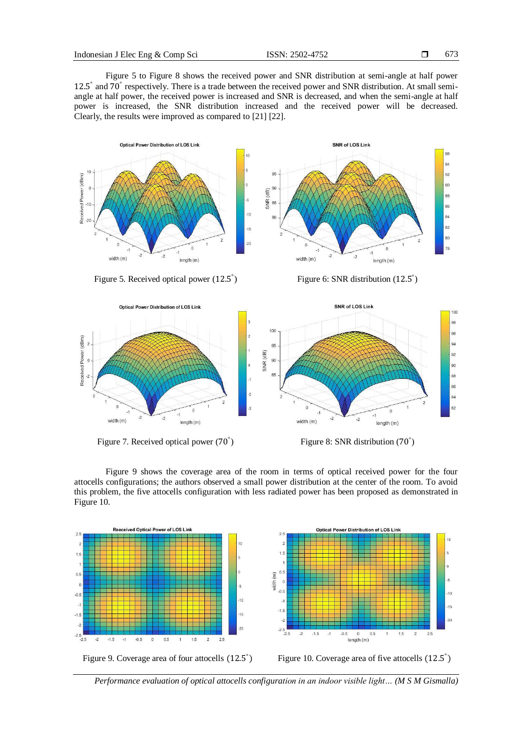Figure 5 to Figure 8 shows the received power and SNR distribution at semi-angle at half power 12.5˚ and 70˚ respectively. There is a trade between the received power and SNR distribution. At small semi-angle at half power, the received power is increased and SNR is decreased, and when the semi-angle at half power is increased, the SNR distribution increased and the received power will be decreased. Clearly, the results were improved as compared to [21] [22].

Figure 5. Received optical power (12.5˚)

Figure 6: SNR distribution (12.5˚)

Figure 7. Received optical power (70˚)

Figure 8: SNR distribution (70˚)

Figure 9 shows the coverage area of the room in terms of optical received power for the four attocells configurations; the authors observed a small power distribution at the center of the room. To avoid this problem, the five attocells configuration with less radiated power has been proposed as demonstrated in Figure 10.

Figure 9. Coverage area of four attocells (12.5˚)

Figure 10. Coverage area of five attocells (12.5˚)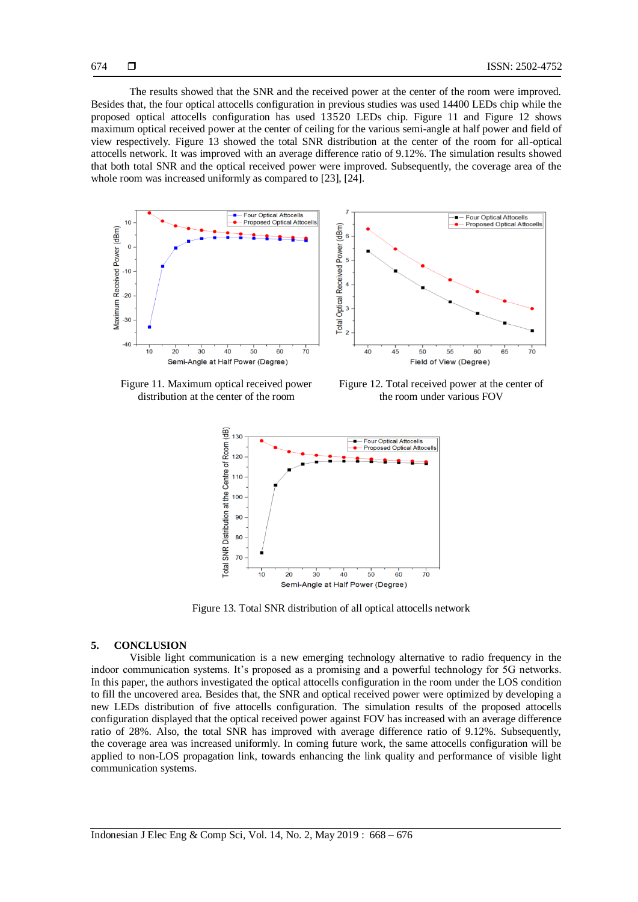The results showed that the SNR and the received power at the center of the room were improved. Besides that, the four optical attocells configuration in previous studies was used 14400 LEDs chip while the proposed optical attocells configuration has used 13520 LEDs chip. Figure 11 and Figure 12 shows maximum optical received power at the center of ceiling for the various semi-angle at half power and field of view respectively. Figure 13 showed the total SNR distribution at the center of the room for all-optical attocells network. It was improved with an average difference ratio of 9.12%. The simulation results showed that both total SNR and the optical received power were improved. Subsequently, the coverage area of the whole room was increased uniformly as compared to [23], [24].

Figure 11. Maximum optical received power distribution at the center of the room

Figure 12. Total received power at the center of the room under various FOV

Figure 13. Total SNR distribution of all optical attocells network

## 5. CONCLUSION

Visible light communication is a new emerging technology alternative to radio frequency in the indoor communication systems. It's proposed as a promising and a powerful technology for 5G networks. In this paper, the authors investigated the optical attocells configuration in the room under the LOS condition to fill the uncovered area. Besides that, the SNR and optical received power were optimized by developing a new LEDs distribution of five attocells configuration. The simulation results of the proposed attocells configuration displayed that the optical received power against FOV has increased with an average difference ratio of 28%. Also, the total SNR has improved with average difference ratio of 9.12%. Subsequently, the coverage area was increased uniformly. In coming future work, the same attocells configuration will be applied to non-LOS propagation link, towards enhancing the link quality and performance of visible light communication systems.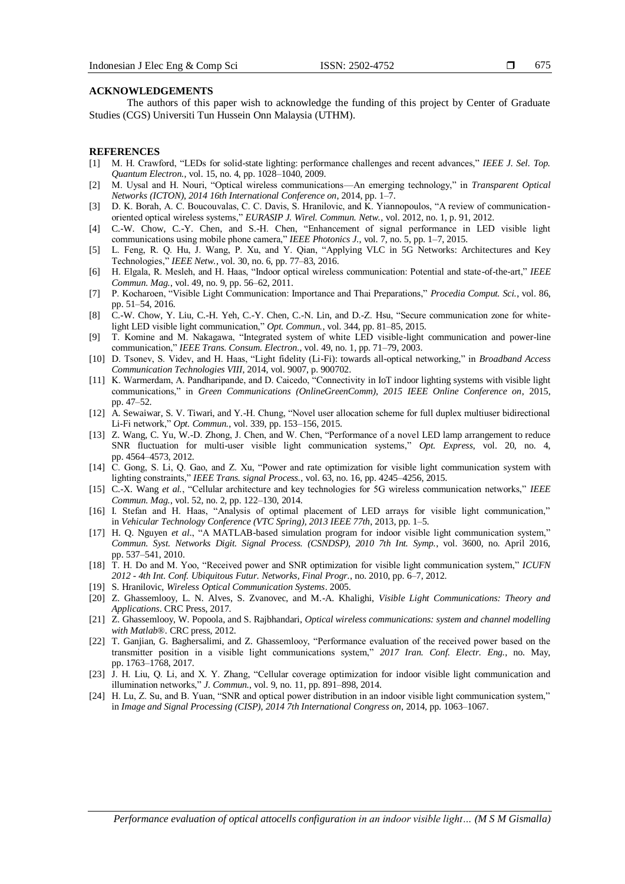**ACKNOWLEDGEMENTS**

The authors of this paper wish to acknowledge the funding of this project by Center of Graduate Studies (CGS) Universiti Tun Hussein Onn Malaysia (UTHM).

**REFERENCES**

[1] M. H. Crawford, "LEDs for solid-state lighting: performance challenges and recent advances," *IEEE J. Sel. Top. Quantum Electron.*, vol. 15, no. 4, pp. 1028–1040, 2009.

[2] M. Uysal and H. Nouri, "Optical wireless communications—An emerging technology," in *Transparent Optical Networks (ICTON), 2014 16th International Conference on*, 2014, pp. 1–7.

[3] D. K. Borah, A. C. Boucouvalas, C. C. Davis, S. Hranilovic, and K. Yiannopoulos, "A review of communication-oriented optical wireless systems," *EURASIP J. Wirel. Commun. Netw.*, vol. 2012, no. 1, p. 91, 2012.

[4] C.-W. Chow, C.-Y. Chen, and S.-H. Chen, "Enhancement of signal performance in LED visible light communications using mobile phone camera," *IEEE Photonics J.*, vol. 7, no. 5, pp. 1–7, 2015.

[5] L. Feng, R. Q. Hu, J. Wang, P. Xu, and Y. Qian, "Applying VLC in 5G Networks: Architectures and Key Technologies," *IEEE Netw.*, vol. 30, no. 6, pp. 77–83, 2016.

[6] H. Elgala, R. Mesleh, and H. Haas, "Indoor optical wireless communication: Potential and state-of-the-art," *IEEE Commun. Mag.*, vol. 49, no. 9, pp. 56–62, 2011.

[7] P. Kocharoen, "Visible Light Communication: Importance and Thai Preparations," *Procedia Comput. Sci.*, vol. 86, pp. 51–54, 2016.

[8] C.-W. Chow, Y. Liu, C.-H. Yeh, C.-Y. Chen, C.-N. Lin, and D.-Z. Hsu, "Secure communication zone for white-light LED visible light communication," *Opt. Commun.*, vol. 344, pp. 81–85, 2015.

[9] T. Komine and M. Nakagawa, "Integrated system of white LED visible-light communication and power-line communication," *IEEE Trans. Consum. Electron.*, vol. 49, no. 1, pp. 71–79, 2003.

[10] D. Tsonev, S. Videv, and H. Haas, "Light fidelity (Li-Fi): towards all-optical networking," in *Broadband Access Communication Technologies VIII*, 2014, vol. 9007, p. 900702.

[11] K. Warmerdam, A. Pandharipande, and D. Caicedo, "Connectivity in IoT indoor lighting systems with visible light communications," in *Green Communications (OnlineGreenComm), 2015 IEEE Online Conference on*, 2015, pp. 47–52.

[12] A. Sewaiwar, S. V. Tiwari, and Y.-H. Chung, "Novel user allocation scheme for full duplex multiuser bidirectional Li-Fi network," *Opt. Commun.*, vol. 339, pp. 153–156, 2015.

[13] Z. Wang, C. Yu, W.-D. Zhong, J. Chen, and W. Chen, "Performance of a novel LED lamp arrangement to reduce SNR fluctuation for multi-user visible light communication systems," *Opt. Express*, vol. 20, no. 4, pp. 4564–4573, 2012.

[14] C. Gong, S. Li, Q. Gao, and Z. Xu, "Power and rate optimization for visible light communication system with lighting constraints," *IEEE Trans. signal Process.*, vol. 63, no. 16, pp. 4245–4256, 2015.

[15] C.-X. Wang *et al.*, "Cellular architecture and key technologies for 5G wireless communication networks," *IEEE Commun. Mag.*, vol. 52, no. 2, pp. 122–130, 2014.

[16] I. Stefan and H. Haas, "Analysis of optimal placement of LED arrays for visible light communication," in *Vehicular Technology Conference (VTC Spring), 2013 IEEE 77th*, 2013, pp. 1–5.

[17] H. Q. Nguyen *et al.*, "A MATLAB-based simulation program for indoor visible light communication system," *Commun. Syst. Networks Digit. Signal Process. (CSNDSP), 2010 7th Int. Symp.*, vol. 3600, no. April 2016, pp. 537–541, 2010.

[18] T. H. Do and M. Yoo, "Received power and SNR optimization for visible light communication system," *ICUFN 2012 - 4th Int. Conf. Ubiquitous Futur. Networks, Final Progr.*, no. 2010, pp. 6–7, 2012.

[19] S. Hranilovic, *Wireless Optical Communication Systems*. 2005.

[20] Z. Ghassemlooy, L. N. Alves, S. Zvanovec, and M.-A. Khalighi, *Visible Light Communications: Theory and Applications*. CRC Press, 2017.

[21] Z. Ghassemlooy, W. Popoola, and S. Rajbhandari, *Optical wireless communications: system and channel modelling with Matlab®*. CRC press, 2012.

[22] T. Ganjian, G. Baghersalimi, and Z. Ghassemlooy, "Performance evaluation of the received power based on the transmitter position in a visible light communications system," *2017 Iran. Conf. Electr. Eng.*, no. May, pp. 1763–1768, 2017.

[23] J. H. Liu, Q. Li, and X. Y. Zhang, "Cellular coverage optimization for indoor visible light communication and illumination networks," *J. Commun.*, vol. 9, no. 11, pp. 891–898, 2014.

[24] H. Lu, Z. Su, and B. Yuan, "SNR and optical power distribution in an indoor visible light communication system," in *Image and Signal Processing (CISP), 2014 7th International Congress on*, 2014, pp. 1063–1067.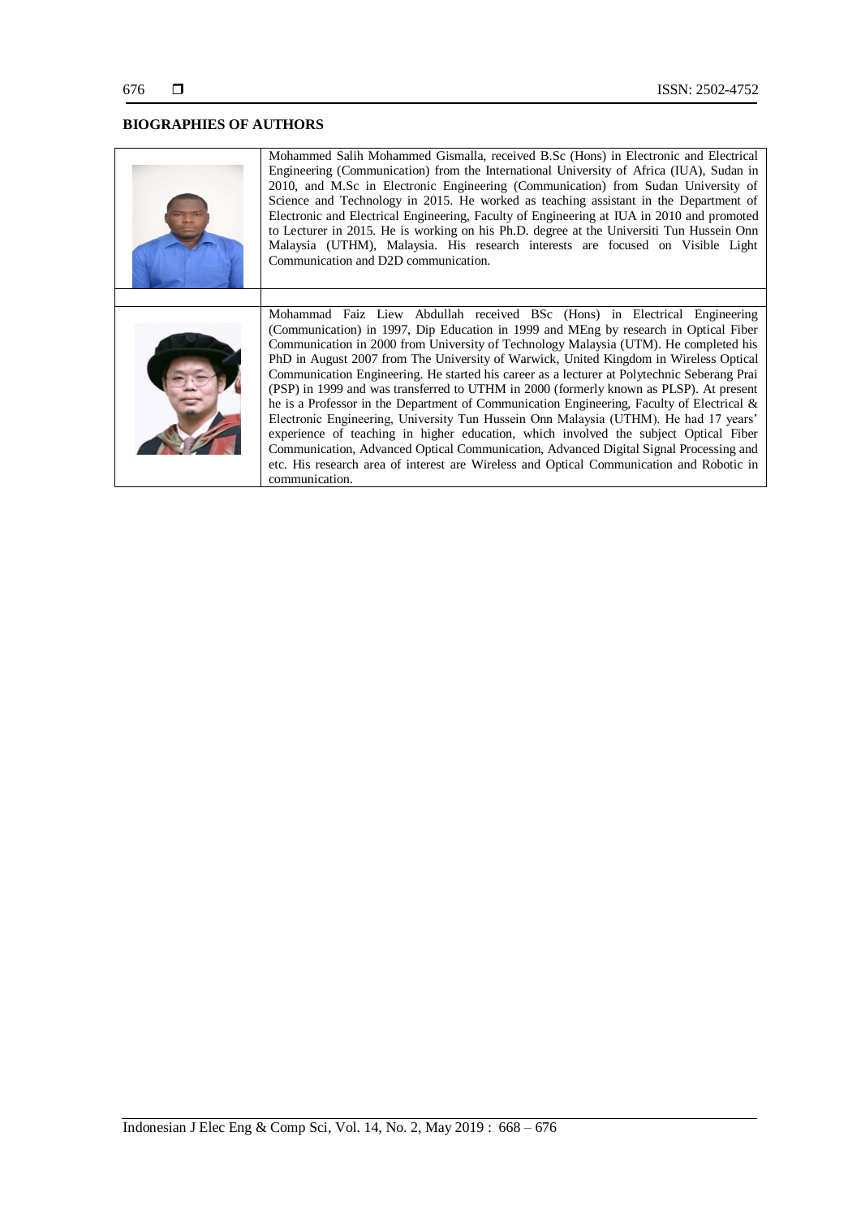## BIOGRAPHIES OF AUTHORS

| | |
|---|---|
| | Mohammed Salih Mohammed Gismalla, received B.Sc (Hons) in Electronic and Electrical Engineering (Communication) from the International University of Africa (IUA), Sudan in 2010, and M.Sc in Electronic Engineering (Communication) from Sudan University of Science and Technology in 2015. He worked as teaching assistant in the Department of Electronic and Electrical Engineering, Faculty of Engineering at IUA in 2010 and promoted to Lecturer in 2015. He is working on his Ph.D. degree at the Universiti Tun Hussein Onn Malaysia (UTHM), Malaysia. His research interests are focused on Visible Light Communication and D2D communication. |
| | |
| | Mohammad Faiz Liew Abdullah received BSc (Hons) in Electrical Engineering (Communication) in 1997, Dip Education in 1999 and MEng by research in Optical Fiber Communication in 2000 from University of Technology Malaysia (UTM). He completed his PhD in August 2007 from The University of Warwick, United Kingdom in Wireless Optical Communication Engineering. He started his career as a lecturer at Polytechnic Seberang Prai (PSP) in 1999 and was transferred to UTHM in 2000 (formerly known as PLSP). At present he is a Professor in the Department of Communication Engineering, Faculty of Electrical & Electronic Engineering, University Tun Hussein Onn Malaysia (UTHM). He had 17 years' experience of teaching in higher education, which involved the subject Optical Fiber Communication, Advanced Optical Communication, Advanced Digital Signal Processing and etc. His research area of interest are Wireless and Optical Communication and Robotic in communication. |